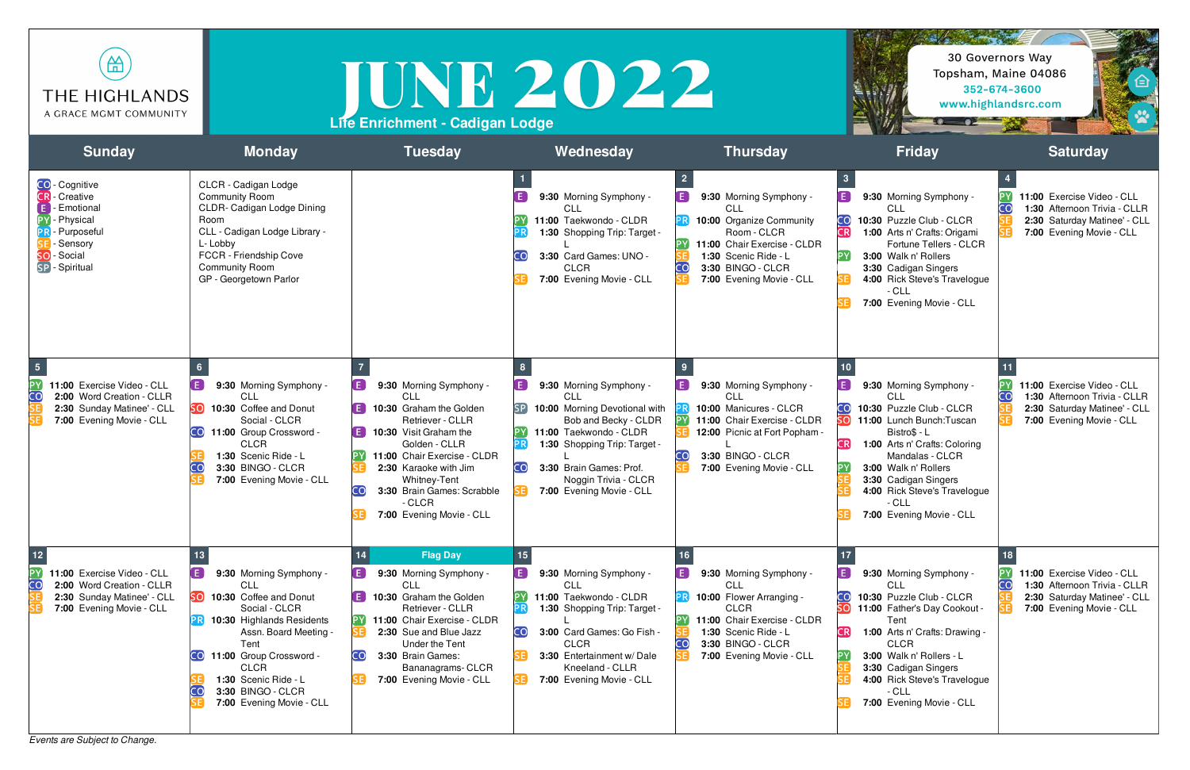THE HIGHLANDS
A GRACE MGMT COMMUNITY

# JUNE 2022

## Life Enrichment - Cadigan Lodge

30 Governors Way
Topsham, Maine 04086
352-674-3600
www.highlandsrc.com

| Sunday | Monday | Tuesday | Wednesday | Thursday | Friday | Saturday |
|---|---|---|---|---|---|---|
| CO - Cognitive<br>CR - Creative<br>E - Emotional<br>PY - Physical<br>PR - Purposeful<br>SE - Sensory<br>SO - Social<br>SP - Spiritual | CLCR - Cadigan Lodge Community Room<br>CLDR- Cadigan Lodge Dining Room<br>CLL - Cadigan Lodge Library - L- Lobby<br>FCCR - Friendship Cove Community Room<br>GP - Georgetown Parlor | | **1**<br>E **9:30** Morning Symphony - CLL<br>PY **11:00** Taekwondo - CLDR<br>PR **1:30** Shopping Trip: Target - L<br>CO **3:30** Card Games: UNO - CLCR<br>SE **7:00** Evening Movie - CLL | **2**<br>E **9:30** Morning Symphony - CLL<br>PR **10:00** Organize Community Room - CLCR<br>PY **11:00** Chair Exercise - CLDR<br>SE **1:30** Scenic Ride - L<br>CO **3:30** BINGO - CLCR<br>SE **7:00** Evening Movie - CLL | **3**<br>E **9:30** Morning Symphony - CLL<br>CO **10:30** Puzzle Club - CLCR<br>CR **1:00** Arts n' Crafts: Origami Fortune Tellers - CLCR<br>PY **3:00** Walk n' Rollers<br>**3:30** Cadigan Singers<br>SE **4:00** Rick Steve's Travelogue - CLL<br>SE **7:00** Evening Movie - CLL | **4**<br>PY **11:00** Exercise Video - CLL<br>CO **1:30** Afternoon Trivia - CLLR<br>SE **2:30** Saturday Matinee' - CLL<br>SE **7:00** Evening Movie - CLL |
| **5**<br>PY **11:00** Exercise Video - CLL<br>CO **2:00** Word Creation - CLLR<br>SE **2:30** Sunday Matinee' - CLL<br>SE **7:00** Evening Movie - CLL | **6**<br>E **9:30** Morning Symphony - CLL<br>SO **10:30** Coffee and Donut Social - CLCR<br>CO **11:00** Group Crossword - CLCR<br>SE **1:30** Scenic Ride - L<br>CO **3:30** BINGO - CLCR<br>SE **7:00** Evening Movie - CLL | **7**<br>E **9:30** Morning Symphony - CLL<br>E **10:30** Graham the Golden Retriever - CLLR<br>E **10:30** Visit Graham the Golden - CLLR<br>PY **11:00** Chair Exercise - CLDR<br>SE **2:30** Karaoke with Jim Whitney-Tent<br>CO **3:30** Brain Games: Scrabble - CLCR<br>SE **7:00** Evening Movie - CLL | **8**<br>E **9:30** Morning Symphony - CLL<br>SP **10:00** Morning Devotional with Bob and Becky - CLDR<br>PY **11:00** Taekwondo - CLDR<br>PR **1:30** Shopping Trip: Target - L<br>CO **3:30** Brain Games: Prof. Noggin Trivia - CLCR<br>SE **7:00** Evening Movie - CLL | **9**<br>E **9:30** Morning Symphony - CLL<br>PR **10:00** Manicures - CLCR<br>PY **11:00** Chair Exercise - CLDR<br>SE **12:00** Picnic at Fort Popham - L<br>CO **3:30** BINGO - CLCR<br>SE **7:00** Evening Movie - CLL | **10**<br>E **9:30** Morning Symphony - CLL<br>CO **10:30** Puzzle Club - CLCR<br>SO **11:00** Lunch Bunch:Tuscan Bistro$ - L<br>CR **1:00** Arts n' Crafts: Coloring Mandalas - CLCR<br>PY **3:00** Walk n' Rollers<br>SE **3:30** Cadigan Singers<br>SE **4:00** Rick Steve's Travelogue - CLL<br>SE **7:00** Evening Movie - CLL | **11**<br>PY **11:00** Exercise Video - CLL<br>CO **1:30** Afternoon Trivia - CLLR<br>SE **2:30** Saturday Matinee' - CLL<br>SE **7:00** Evening Movie - CLL |
| **12**<br>PY **11:00** Exercise Video - CLL<br>CO **2:00** Word Creation - CLLR<br>SE **2:30** Sunday Matinee' - CLL<br>SE **7:00** Evening Movie - CLL | **13**<br>E **9:30** Morning Symphony - CLL<br>SO **10:30** Coffee and Donut Social - CLCR<br>PR **10:30** Highlands Residents Assn. Board Meeting - Tent<br>CO **11:00** Group Crossword - CLCR<br>SE **1:30** Scenic Ride - L<br>CO **3:30** BINGO - CLCR<br>SE **7:00** Evening Movie - CLL | **14** Flag Day<br>E **9:30** Morning Symphony - CLL<br>E **10:30** Graham the Golden Retriever - CLLR<br>PY **11:00** Chair Exercise - CLDR<br>SE **2:30** Sue and Blue Jazz Under the Tent<br>CO **3:30** Brain Games: Bananagrams- CLCR<br>SE **7:00** Evening Movie - CLL | **15**<br>E **9:30** Morning Symphony - CLL<br>PY **11:00** Taekwondo - CLDR<br>PR **1:30** Shopping Trip: Target - L<br>CO **3:00** Card Games: Go Fish - CLCR<br>SE **3:30** Entertainment w/ Dale Kneeland - CLLR<br>SE **7:00** Evening Movie - CLL | **16**<br>E **9:30** Morning Symphony - CLL<br>PR **10:00** Flower Arranging - CLCR<br>PY **11:00** Chair Exercise - CLDR<br>SE **1:30** Scenic Ride - L<br>CO **3:30** BINGO - CLCR<br>SE **7:00** Evening Movie - CLL | **17**<br>E **9:30** Morning Symphony - CLL<br>CO **10:30** Puzzle Club - CLCR<br>SO **11:00** Father's Day Cookout - Tent<br>CR **1:00** Arts n' Crafts: Drawing - CLCR<br>PY **3:00** Walk n' Rollers - L<br>SE **3:30** Cadigan Singers<br>SE **4:00** Rick Steve's Travelogue - CLL<br>SE **7:00** Evening Movie - CLL | **18**<br>PY **11:00** Exercise Video - CLL<br>CO **1:30** Afternoon Trivia - CLLR<br>SE **2:30** Saturday Matinee' - CLL<br>SE **7:00** Evening Movie - CLL |

*Events are Subject to Change.*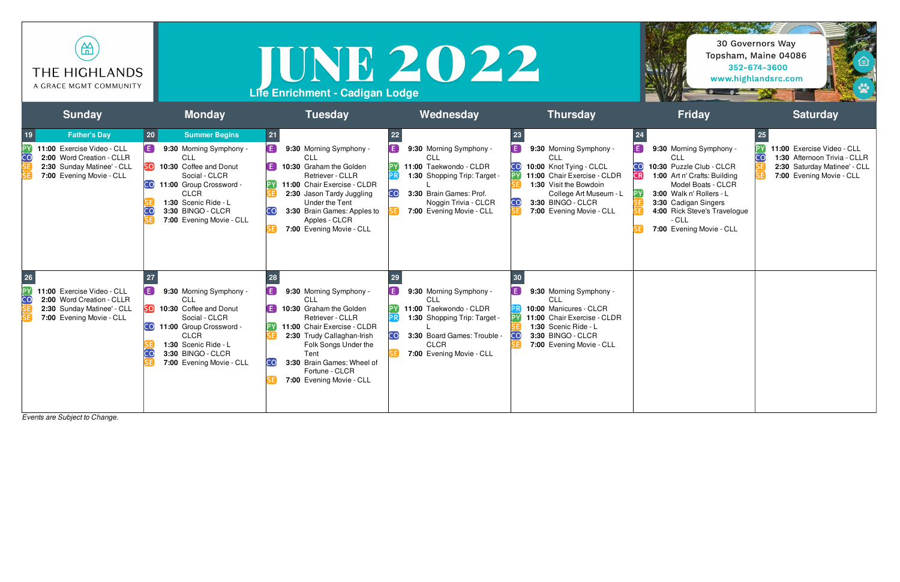THE HIGHLANDS
A GRACE MGMT COMMUNITY

# JUNE 2022

Life Enrichment - Cadigan Lodge

30 Governors Way
Topsham, Maine 04086
352-674-3600
www.highlandsrc.com

| Sunday | Monday | Tuesday | Wednesday | Thursday | Friday | Saturday |
|---|---|---|---|---|---|---|
| 19 **Father's Day**<br>PY **11:00** Exercise Video - CLL<br>CO **2:00** Word Creation - CLLR<br>SE **2:30** Sunday Matinee' - CLL<br>SE **7:00** Evening Movie - CLL | 20 **Summer Begins**<br>E **9:30** Morning Symphony - CLL<br>SO **10:30** Coffee and Donut Social - CLCR<br>CO **11:00** Group Crossword - CLCR<br>SE **1:30** Scenic Ride - L<br>CO **3:30** BINGO - CLCR<br>SE **7:00** Evening Movie - CLL | 21<br>E **9:30** Morning Symphony - CLL<br>E **10:30** Graham the Golden Retriever - CLLR<br>PY **11:00** Chair Exercise - CLDR<br>SE **2:30** Jason Tardy Juggling Under the Tent<br>CO **3:30** Brain Games: Apples to Apples - CLCR<br>SE **7:00** Evening Movie - CLL | 22<br>E **9:30** Morning Symphony - CLL<br>PY **11:00** Taekwondo - CLDR<br>PR **1:30** Shopping Trip: Target - L<br>CO **3:30** Brain Games: Prof. Noggin Trivia - CLCR<br>SE **7:00** Evening Movie - CLL | 23<br>E **9:30** Morning Symphony - CLL<br>CO **10:00** Knot Tying - CLCL<br>PY **11:00** Chair Exercise - CLDR<br>SE **1:30** Visit the Bowdoin College Art Museum - L<br>CO **3:30** BINGO - CLCR<br>SE **7:00** Evening Movie - CLL | 24<br>E **9:30** Morning Symphony - CLL<br>CO **10:30** Puzzle Club - CLCR<br>CR **1:00** Art n' Crafts: Building Model Boats - CLCR<br>PY **3:00** Walk n' Rollers - L<br>SE **3:30** Cadigan Singers<br>SE **4:00** Rick Steve's Travelogue - CLL<br>SE **7:00** Evening Movie - CLL | 25<br>PY **11:00** Exercise Video - CLL<br>CO **1:30** Afternoon Trivia - CLLR<br>SE **2:30** Saturday Matinee' - CLL<br>SE **7:00** Evening Movie - CLL |
| 26<br>PY **11:00** Exercise Video - CLL<br>CO **2:00** Word Creation - CLLR<br>SE **2:30** Sunday Matinee' - CLL<br>SE **7:00** Evening Movie - CLL | 27<br>E **9:30** Morning Symphony - CLL<br>SO **10:30** Coffee and Donut Social - CLCR<br>CO **11:00** Group Crossword - CLCR<br>SE **1:30** Scenic Ride - L<br>CO **3:30** BINGO - CLCR<br>SE **7:00** Evening Movie - CLL | 28<br>E **9:30** Morning Symphony - CLL<br>E **10:30** Graham the Golden Retriever - CLLR<br>PY **11:00** Chair Exercise - CLDR<br>SE **2:30** Trudy Callaghan-Irish Folk Songs Under the Tent<br>CO **3:30** Brain Games: Wheel of Fortune - CLCR<br>SE **7:00** Evening Movie - CLL | 29<br>E **9:30** Morning Symphony - CLL<br>PY **11:00** Taekwondo - CLDR<br>PR **1:30** Shopping Trip: Target - L<br>CO **3:30** Board Games: Trouble - CLCR<br>SE **7:00** Evening Movie - CLL | 30<br>E **9:30** Morning Symphony - CLL<br>PR **10:00** Manicures - CLCR<br>PY **11:00** Chair Exercise - CLDR<br>SE **1:30** Scenic Ride - L<br>CO **3:30** BINGO - CLCR<br>SE **7:00** Evening Movie - CLL | | |

*Events are Subject to Change.*